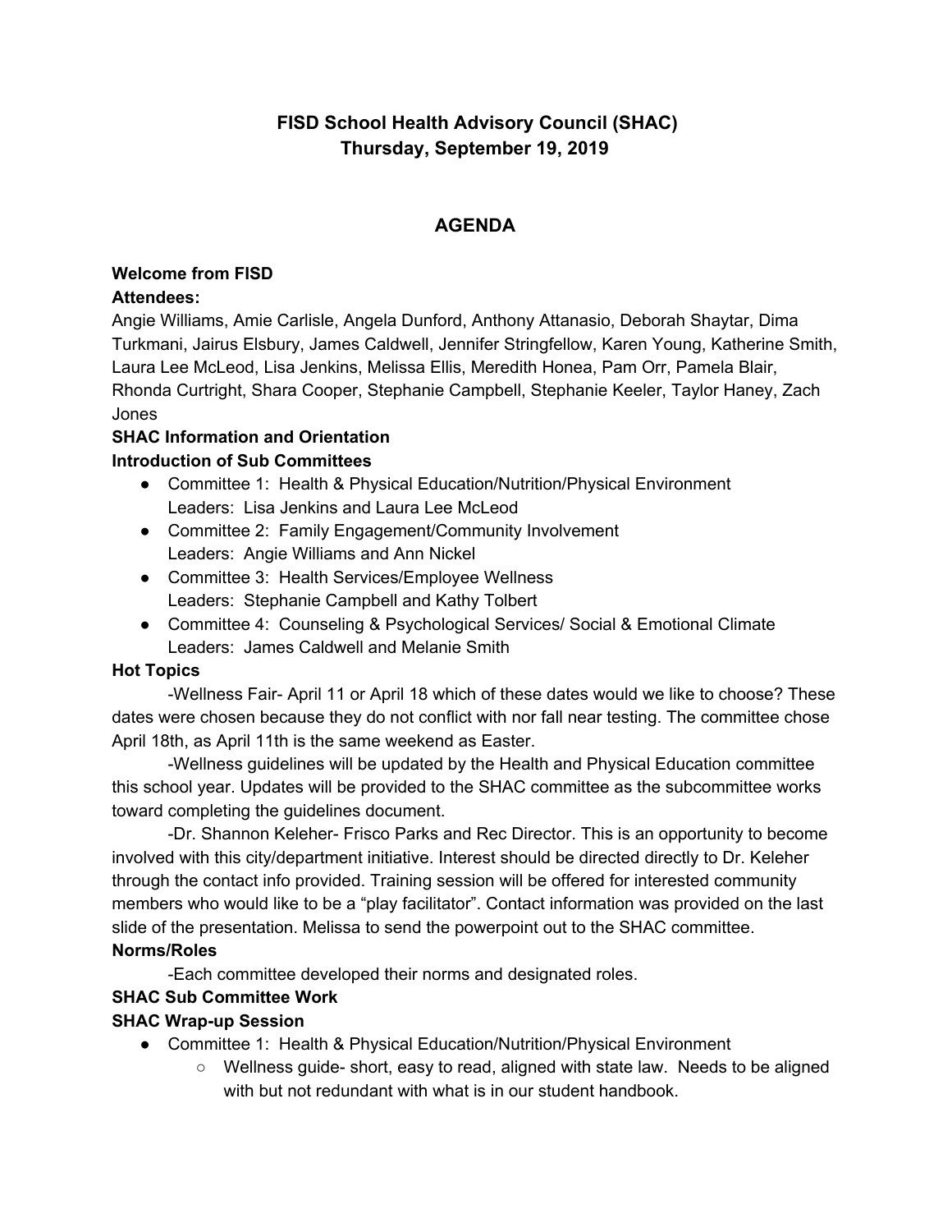# FISD School Health Advisory Council (SHAC)
## Thursday, September 19, 2019

## AGENDA

**Welcome from FISD**

**Attendees:**

Angie Williams, Amie Carlisle, Angela Dunford, Anthony Attanasio, Deborah Shaytar, Dima Turkmani, Jairus Elsbury, James Caldwell, Jennifer Stringfellow, Karen Young, Katherine Smith, Laura Lee McLeod, Lisa Jenkins, Melissa Ellis, Meredith Honea, Pam Orr, Pamela Blair, Rhonda Curtright, Shara Cooper, Stephanie Campbell, Stephanie Keeler, Taylor Haney, Zach Jones

**SHAC Information and Orientation**

**Introduction of Sub Committees**

- Committee 1: Health & Physical Education/Nutrition/Physical Environment
  Leaders: Lisa Jenkins and Laura Lee McLeod
- Committee 2: Family Engagement/Community Involvement
  Leaders: Angie Williams and Ann Nickel
- Committee 3: Health Services/Employee Wellness
  Leaders: Stephanie Campbell and Kathy Tolbert
- Committee 4: Counseling & Psychological Services/ Social & Emotional Climate
  Leaders: James Caldwell and Melanie Smith

**Hot Topics**

-Wellness Fair- April 11 or April 18 which of these dates would we like to choose? These dates were chosen because they do not conflict with nor fall near testing. The committee chose April 18th, as April 11th is the same weekend as Easter.

-Wellness guidelines will be updated by the Health and Physical Education committee this school year. Updates will be provided to the SHAC committee as the subcommittee works toward completing the guidelines document.

-Dr. Shannon Keleher- Frisco Parks and Rec Director. This is an opportunity to become involved with this city/department initiative. Interest should be directed directly to Dr. Keleher through the contact info provided. Training session will be offered for interested community members who would like to be a "play facilitator". Contact information was provided on the last slide of the presentation. Melissa to send the powerpoint out to the SHAC committee.

**Norms/Roles**

-Each committee developed their norms and designated roles.

**SHAC Sub Committee Work**

**SHAC Wrap-up Session**

- Committee 1: Health & Physical Education/Nutrition/Physical Environment
  - Wellness guide- short, easy to read, aligned with state law. Needs to be aligned with but not redundant with what is in our student handbook.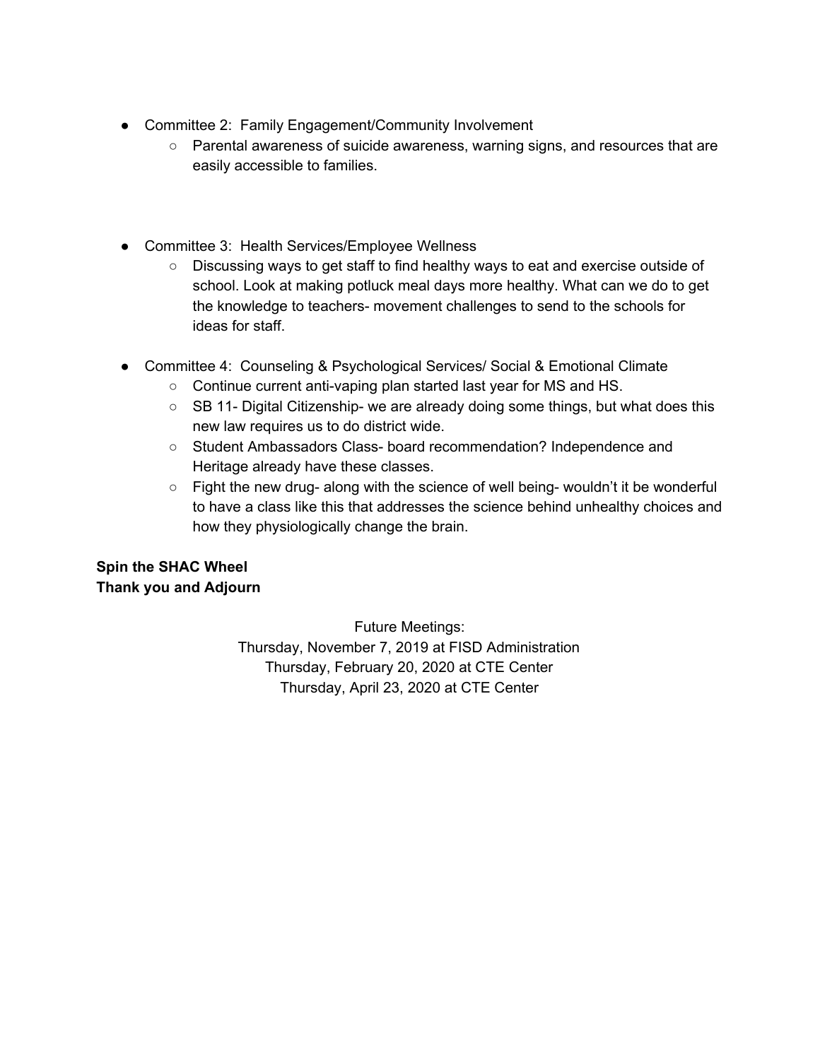- Committee 2: Family Engagement/Community Involvement
  - Parental awareness of suicide awareness, warning signs, and resources that are easily accessible to families.

- Committee 3: Health Services/Employee Wellness
  - Discussing ways to get staff to find healthy ways to eat and exercise outside of school. Look at making potluck meal days more healthy. What can we do to get the knowledge to teachers- movement challenges to send to the schools for ideas for staff.

- Committee 4: Counseling & Psychological Services/ Social & Emotional Climate
  - Continue current anti-vaping plan started last year for MS and HS.
  - SB 11- Digital Citizenship- we are already doing some things, but what does this new law requires us to do district wide.
  - Student Ambassadors Class- board recommendation? Independence and Heritage already have these classes.
  - Fight the new drug- along with the science of well being- wouldn't it be wonderful to have a class like this that addresses the science behind unhealthy choices and how they physiologically change the brain.

**Spin the SHAC Wheel**
**Thank you and Adjourn**

Future Meetings:
Thursday, November 7, 2019 at FISD Administration
Thursday, February 20, 2020 at CTE Center
Thursday, April 23, 2020 at CTE Center